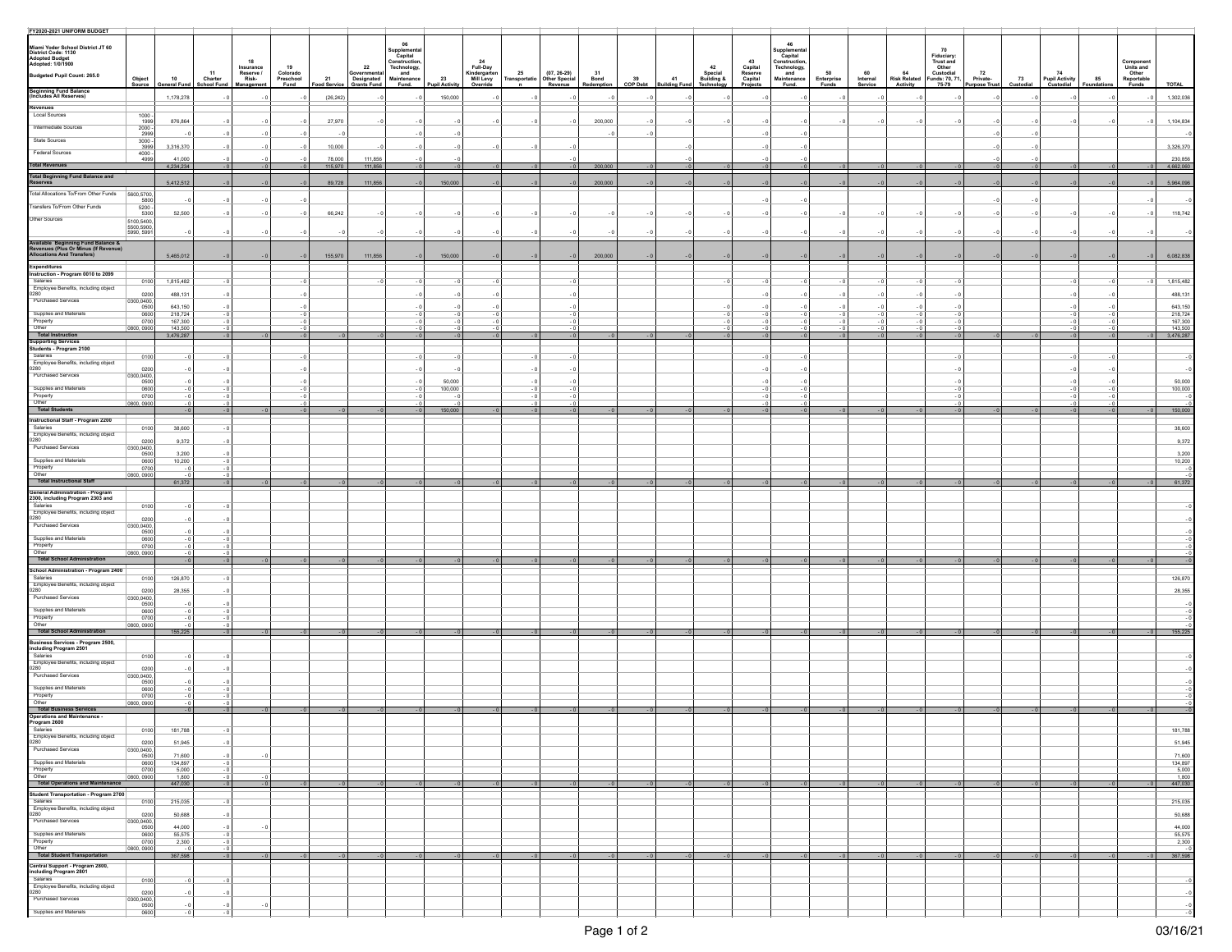# FY2020-2021 UNIFORM BUDGET

| Miami Yoder School District JT 60<br>District Code: 1130<br>Adopted Budget<br>Adopted: 1/0/1900<br>Budgeted Pupil Count: 265.0 | Object Source | 10 General Fund | 11 Charter School Fund | 18 Insurance Reserve / Risk-Management | 19 Colorado Preschool Fund | 21 Food Service | 22 Governmental Designated Grants Fund | 06 Supplemental Capital Construction, Technology, and Maintenance Fund. | 23 Pupil Activity | 24 Full-Day Kindergarten Mill Levy Override | 25 Transportation | (07, 26-29) Other Special Revenue | 31 Bond Redemption | 39 COP Debt | 41 Building Fund | 42 Special Building & Technology | 43 Capital Reserve Capital Projects | 46 Supplemental Capital Construction, Technology, and Maintenance Fund. | 50 Enterprise Funds | 60 Internal Service | 64 Risk Related Activity | 70 Fiduciary: Trust and Other Custodial Funds: 70, 71, 75-79 | 72 Private-Purpose Trust | 73 Custodial | 74 Pupil Activity Custodial | 85 Foundations | Component Units and Other Reportable Funds | TOTAL |
|---|---|---|---|---|---|---|---|---|---|---|---|---|---|---|---|---|---|---|---|---|---|---|---|---|---|---|---|---|
| **Beginning Fund Balance (Includes All Reserves)** |  | 1,178,278 | - 0 | - 0 | - 0 | (26,242) | - 0 | - 0 | 150,000 | - 0 | - 0 | - 0 | - 0 | - 0 | - 0 | - 0 | - 0 | - 0 | - 0 | - 0 | - 0 | - 0 | - 0 | - 0 | - 0 | - 0 | - 0 | 1,302,036 |
| **Revenues** |  |  |  |  |  |  |  |  |  |  |  |  |  |  |  |  |  |  |  |  |  |  |  |  |  |  |  |  |
| Local Sources | 1000 - 1999 | 876,864 | - 0 | - 0 | - 0 | 27,970 | - 0 | - 0 | - 0 | - 0 | - 0 | - 0 | 200,000 | - 0 | - 0 | - 0 | - 0 | - 0 | - 0 | - 0 | - 0 | - 0 | - 0 | - 0 | - 0 | - 0 | - 0 | 1,104,834 |
| Intermediate Sources | 2000 - 2999 | - 0 | - 0 | - 0 | - 0 | - 0 |  | - 0 | - 0 |  |  |  | - 0 | - 0 |  |  | - 0 | - 0 |  |  |  |  | - 0 | - 0 |  |  |  | - 0 |
| State Sources | 3000 - 3999 | 3,316,370 | - 0 | - 0 | - 0 | 10,000 | - 0 | - 0 | - 0 | - 0 | - 0 | - 0 |  |  | - 0 |  | - 0 | - 0 |  |  |  |  | - 0 | - 0 |  |  |  | 3,326,370 |
| Federal Sources | 4000 - 4999 | 41,000 | - 0 | - 0 | - 0 | 78,000 | 111,856 | - 0 | - 0 |  |  | - 0 |  |  | - 0 |  | - 0 | - 0 |  |  |  |  | - 0 | - 0 |  |  |  | 230,856 |
| **Total Revenues** |  | 4,234,234 | - 0 | - 0 | - 0 | 115,970 | 111,856 | - 0 | - 0 | - 0 | - 0 | - 0 | 200,000 | - 0 | - 0 | - 0 | - 0 | - 0 | - 0 | - 0 | - 0 | - 0 | - 0 | - 0 | - 0 | - 0 | - 0 | 4,662,060 |
| **Total Beginning Fund Balance and Reserves** |  | 5,412,512 | - 0 | - 0 | - 0 | 89,728 | 111,856 | - 0 | 150,000 | - 0 | - 0 | - 0 | 200,000 | - 0 | - 0 | - 0 | - 0 | - 0 | - 0 | - 0 | - 0 | - 0 | - 0 | - 0 | - 0 | - 0 | - 0 | 5,964,096 |
| Total Allocations To/From Other Funds | 5600,5700, 5800 | - 0 | - 0 | - 0 | - 0 |  |  |  |  |  |  |  |  |  |  |  | - 0 | - 0 |  |  |  |  | - 0 | - 0 |  |  | - 0 | - 0 |
| Transfers To/From Other Funds | 5200 - 5300 | 52,500 | - 0 | - 0 | - 0 | 66,242 | - 0 | - 0 | - 0 | - 0 | - 0 | - 0 | - 0 | - 0 | - 0 | - 0 | - 0 | - 0 | - 0 | - 0 | - 0 | - 0 | - 0 | - 0 | - 0 | - 0 | - 0 | 118,742 |
| Other Sources | 5100,5400, 5500,5900, 5990, 5991 | - 0 | - 0 | - 0 | - 0 | - 0 | - 0 | - 0 | - 0 | - 0 | - 0 | - 0 | - 0 | - 0 | - 0 | - 0 | - 0 | - 0 | - 0 | - 0 | - 0 | - 0 | - 0 | - 0 | - 0 | - 0 | - 0 | - 0 |
| **Available Beginning Fund Balance & Revenues (Plus Or Minus (If Revenue) Allocations And Transfers)** |  | 5,465,012 | - 0 | - 0 | - 0 | 155,970 | 111,856 | - 0 | 150,000 | - 0 | - 0 | - 0 | 200,000 | - 0 | - 0 | - 0 | - 0 | - 0 | - 0 | - 0 | - 0 | - 0 | - 0 | - 0 | - 0 | - 0 | - 0 | 6,082,838 |
| **Expenditures** |  |  |  |  |  |  |  |  |  |  |  |  |  |  |  |  |  |  |  |  |  |  |  |  |  |  |  |  |
| **Instruction - Program 0010 to 2099** |  |  |  |  |  |  |  |  |  |  |  |  |  |  |  |  |  |  |  |  |  |  |  |  |  |  |  |  |
| Salaries | 0100 | 1,815,482 | - 0 |  | - 0 |  | - 0 | - 0 | - 0 | - 0 |  | - 0 |  |  |  | - 0 | - 0 | - 0 | - 0 | - 0 | - 0 | - 0 |  |  | - 0 | - 0 | - 0 | 1,815,482 |
| Employee Benefits, including object 0280 | 0200 | 488,131 | - 0 |  | - 0 |  |  | - 0 | - 0 | - 0 |  | - 0 |  |  |  |  | - 0 | - 0 | - 0 | - 0 | - 0 | - 0 |  |  | - 0 | - 0 |  | 488,131 |
| Purchased Services | 0300,0400, 0500 | 643,150 | - 0 |  | - 0 |  |  | - 0 | - 0 | - 0 |  | - 0 |  |  |  | - 0 | - 0 | - 0 | - 0 | - 0 | - 0 | - 0 |  |  | - 0 | - 0 |  | 643,150 |
| Supplies and Materials | 0600 | 218,724 | - 0 |  | - 0 |  |  | - 0 | - 0 | - 0 |  | - 0 |  |  |  | - 0 | - 0 | - 0 | - 0 | - 0 | - 0 | - 0 |  |  | - 0 | - 0 |  | 218,724 |
| Property | 0700 | 167,300 | - 0 |  | - 0 |  |  | - 0 | - 0 | - 0 |  | - 0 |  |  |  | - 0 | - 0 | - 0 | - 0 | - 0 | - 0 | - 0 |  |  | - 0 | - 0 |  | 167,300 |
| Other | 0800, 0900 | 143,500 | - 0 |  | - 0 |  |  | - 0 | - 0 | - 0 |  | - 0 |  |  |  | - 0 | - 0 | - 0 | - 0 | - 0 | - 0 | - 0 |  |  | - 0 | - 0 |  | 143,500 |
| **Total Instruction** |  | 3,476,287 | - 0 | - 0 | - 0 | - 0 | - 0 | - 0 | - 0 | - 0 | - 0 | - 0 | - 0 | - 0 | - 0 | - 0 | - 0 | - 0 | - 0 | - 0 | - 0 | - 0 | - 0 | - 0 | - 0 | - 0 | - 0 | 3,476,287 |
| **Supporting Services** |  |  |  |  |  |  |  |  |  |  |  |  |  |  |  |  |  |  |  |  |  |  |  |  |  |  |  |  |
| **Students - Program 2100** |  |  |  |  |  |  |  |  |  |  |  |  |  |  |  |  |  |  |  |  |  |  |  |  |  |  |  |  |
| Salaries | 0100 | - 0 | - 0 |  | - 0 |  |  | - 0 | - 0 |  | - 0 | - 0 |  |  |  |  | - 0 | - 0 |  |  |  | - 0 |  |  | - 0 | - 0 |  | - 0 |
| Employee Benefits, including object 0280 | 0200 | - 0 | - 0 |  | - 0 |  |  | - 0 | - 0 |  | - 0 | - 0 |  |  |  |  | - 0 | - 0 |  |  |  | - 0 |  |  | - 0 | - 0 |  | - 0 |
| Purchased Services | 0300,0400, 0500 | - 0 | - 0 |  | - 0 |  |  | - 0 | 50,000 |  | - 0 | - 0 |  |  |  |  | - 0 | - 0 |  |  |  | - 0 |  |  | - 0 | - 0 |  | 50,000 |
| Supplies and Materials | 0600 | - 0 | - 0 |  | - 0 |  |  | - 0 | 100,000 |  | - 0 | - 0 |  |  |  |  | - 0 | - 0 |  |  |  | - 0 |  |  | - 0 | - 0 |  | 100,000 |
| Property | 0700 | - 0 | - 0 |  | - 0 |  |  | - 0 | - 0 |  | - 0 | - 0 |  |  |  |  | - 0 | - 0 |  |  |  | - 0 |  |  | - 0 | - 0 |  | - 0 |
| Other | 0800, 0900 | - 0 | - 0 |  | - 0 |  |  | - 0 | - 0 |  | - 0 | - 0 |  |  |  |  | - 0 | - 0 |  |  |  | - 0 |  |  | - 0 | - 0 |  | - 0 |
| **Total Students** |  | - 0 | - 0 | - 0 | - 0 | - 0 | - 0 | - 0 | 150,000 | - 0 | - 0 | - 0 | - 0 | - 0 | - 0 | - 0 | - 0 | - 0 | - 0 | - 0 | - 0 | - 0 | - 0 | - 0 | - 0 | - 0 | - 0 | 150,000 |
| **Instructional Staff - Program 2200** |  |  |  |  |  |  |  |  |  |  |  |  |  |  |  |  |  |  |  |  |  |  |  |  |  |  |  |  |
| Salaries | 0100 | 38,600 | - 0 |  |  |  |  |  |  |  |  |  |  |  |  |  |  |  |  |  |  |  |  |  |  |  |  | 38,600 |
| Employee Benefits, including object 0280 | 0200 | 9,372 | - 0 |  |  |  |  |  |  |  |  |  |  |  |  |  |  |  |  |  |  |  |  |  |  |  |  | 9,372 |
| Purchased Services | 0300,0400, 0500 | 3,200 | - 0 |  |  |  |  |  |  |  |  |  |  |  |  |  |  |  |  |  |  |  |  |  |  |  |  | 3,200 |
| Supplies and Materials | 0600 | 10,200 | - 0 |  |  |  |  |  |  |  |  |  |  |  |  |  |  |  |  |  |  |  |  |  |  |  |  | 10,200 |
| Property | 0700 | - 0 | - 0 |  |  |  |  |  |  |  |  |  |  |  |  |  |  |  |  |  |  |  |  |  |  |  |  | - 0 |
| Other | 0800, 0900 | - 0 | - 0 |  |  |  |  |  |  |  |  |  |  |  |  |  |  |  |  |  |  |  |  |  |  |  |  | - 0 |
| **Total Instructional Staff** |  | 61,372 | - 0 | - 0 | - 0 | - 0 | - 0 | - 0 | - 0 | - 0 | - 0 | - 0 | - 0 | - 0 | - 0 | - 0 | - 0 | - 0 | - 0 | - 0 | - 0 | - 0 | - 0 | - 0 | - 0 | - 0 | - 0 | 61,372 |
| **General Administration - Program 2300, including Program 2303 and** |  |  |  |  |  |  |  |  |  |  |  |  |  |  |  |  |  |  |  |  |  |  |  |  |  |  |  |  |
| Salaries | 0100 | - 0 | - 0 |  |  |  |  |  |  |  |  |  |  |  |  |  |  |  |  |  |  |  |  |  |  |  |  | - 0 |
| Employee Benefits, including object 0280 | 0200 | - 0 | - 0 |  |  |  |  |  |  |  |  |  |  |  |  |  |  |  |  |  |  |  |  |  |  |  |  | - 0 |
| Purchased Services | 0300,0400, 0500 | - 0 | - 0 |  |  |  |  |  |  |  |  |  |  |  |  |  |  |  |  |  |  |  |  |  |  |  |  | - 0 |
| Supplies and Materials | 0600 | - 0 | - 0 |  |  |  |  |  |  |  |  |  |  |  |  |  |  |  |  |  |  |  |  |  |  |  |  | - 0 |
| Property | 0700 | - 0 | - 0 |  |  |  |  |  |  |  |  |  |  |  |  |  |  |  |  |  |  |  |  |  |  |  |  | - 0 |
| Other | 0800, 0900 | - 0 | - 0 |  |  |  |  |  |  |  |  |  |  |  |  |  |  |  |  |  |  |  |  |  |  |  |  | - 0 |
| **Total School Administration** |  | - 0 | - 0 | - 0 | - 0 | - 0 | - 0 | - 0 | - 0 | - 0 | - 0 | - 0 | - 0 | - 0 | - 0 | - 0 | - 0 | - 0 | - 0 | - 0 | - 0 | - 0 | - 0 | - 0 | - 0 | - 0 | - 0 | - 0 |
| **School Administration - Program 2400** |  |  |  |  |  |  |  |  |  |  |  |  |  |  |  |  |  |  |  |  |  |  |  |  |  |  |  |  |
| Salaries | 0100 | 126,870 | - 0 |  |  |  |  |  |  |  |  |  |  |  |  |  |  |  |  |  |  |  |  |  |  |  |  | 126,870 |
| Employee Benefits, including object 0280 | 0200 | 28,355 | - 0 |  |  |  |  |  |  |  |  |  |  |  |  |  |  |  |  |  |  |  |  |  |  |  |  | 28,355 |
| Purchased Services | 0300,0400, 0500 | - 0 | - 0 |  |  |  |  |  |  |  |  |  |  |  |  |  |  |  |  |  |  |  |  |  |  |  |  | - 0 |
| Supplies and Materials | 0600 | - 0 | - 0 |  |  |  |  |  |  |  |  |  |  |  |  |  |  |  |  |  |  |  |  |  |  |  |  | - 0 |
| Property | 0700 | - 0 | - 0 |  |  |  |  |  |  |  |  |  |  |  |  |  |  |  |  |  |  |  |  |  |  |  |  | - 0 |
| Other | 0800, 0900 | - 0 | - 0 |  |  |  |  |  |  |  |  |  |  |  |  |  |  |  |  |  |  |  |  |  |  |  |  | - 0 |
| **Total School Administration** |  | 155,225 | - 0 | - 0 | - 0 | - 0 | - 0 | - 0 | - 0 | - 0 | - 0 | - 0 | - 0 | - 0 | - 0 | - 0 | - 0 | - 0 | - 0 | - 0 | - 0 | - 0 | - 0 | - 0 | - 0 | - 0 | - 0 | 155,225 |
| **Business Services - Program 2500, including Program 2501** |  |  |  |  |  |  |  |  |  |  |  |  |  |  |  |  |  |  |  |  |  |  |  |  |  |  |  |  |
| Salaries | 0100 | - 0 | - 0 |  |  |  |  |  |  |  |  |  |  |  |  |  |  |  |  |  |  |  |  |  |  |  |  | - 0 |
| Employee Benefits, including object 0280 | 0200 | - 0 | - 0 |  |  |  |  |  |  |  |  |  |  |  |  |  |  |  |  |  |  |  |  |  |  |  |  | - 0 |
| Purchased Services | 0300,0400, 0500 | - 0 | - 0 |  |  |  |  |  |  |  |  |  |  |  |  |  |  |  |  |  |  |  |  |  |  |  |  | - 0 |
| Supplies and Materials | 0600 | - 0 | - 0 |  |  |  |  |  |  |  |  |  |  |  |  |  |  |  |  |  |  |  |  |  |  |  |  | - 0 |
| Property | 0700 | - 0 | - 0 |  |  |  |  |  |  |  |  |  |  |  |  |  |  |  |  |  |  |  |  |  |  |  |  | - 0 |
| Other | 0800, 0900 | - 0 | - 0 |  |  |  |  |  |  |  |  |  |  |  |  |  |  |  |  |  |  |  |  |  |  |  |  | - 0 |
| **Total Business Services** |  | - 0 | - 0 | - 0 | - 0 | - 0 | - 0 | - 0 | - 0 | - 0 | - 0 | - 0 | - 0 | - 0 | - 0 | - 0 | - 0 | - 0 | - 0 | - 0 | - 0 | - 0 | - 0 | - 0 | - 0 | - 0 | - 0 | - 0 |
| **Operations and Maintenance - Program 2600** |  |  |  |  |  |  |  |  |  |  |  |  |  |  |  |  |  |  |  |  |  |  |  |  |  |  |  |  |
| Salaries | 0100 | 181,788 | - 0 |  |  |  |  |  |  |  |  |  |  |  |  |  |  |  |  |  |  |  |  |  |  |  |  | 181,788 |
| Employee Benefits, including object 0280 | 0200 | 51,945 | - 0 |  |  |  |  |  |  |  |  |  |  |  |  |  |  |  |  |  |  |  |  |  |  |  |  | 51,945 |
| Purchased Services | 0300,0400, 0500 | 71,600 | - 0 | - 0 |  |  |  |  |  |  |  |  |  |  |  |  |  |  |  |  |  |  |  |  |  |  |  | 71,600 |
| Supplies and Materials | 0600 | 134,897 | - 0 |  |  |  |  |  |  |  |  |  |  |  |  |  |  |  |  |  |  |  |  |  |  |  |  | 134,897 |
| Property | 0700 | 5,000 | - 0 |  |  |  |  |  |  |  |  |  |  |  |  |  |  |  |  |  |  |  |  |  |  |  |  | 5,000 |
| Other | 0800, 0900 | 1,800 | - 0 | - 0 |  |  |  |  |  |  |  |  |  |  |  |  |  |  |  |  |  |  |  |  |  |  |  | 1,800 |
| **Total Operations and Maintenance** |  | 447,030 | - 0 | - 0 | - 0 | - 0 | - 0 | - 0 | - 0 | - 0 | - 0 | - 0 | - 0 | - 0 | - 0 | - 0 | - 0 | - 0 | - 0 | - 0 | - 0 | - 0 | - 0 | - 0 | - 0 | - 0 | - 0 | 447,030 |
| **Student Transportation - Program 2700** |  |  |  |  |  |  |  |  |  |  |  |  |  |  |  |  |  |  |  |  |  |  |  |  |  |  |  |  |
| Salaries | 0100 | 215,035 | - 0 |  |  |  |  |  |  |  |  |  |  |  |  |  |  |  |  |  |  |  |  |  |  |  |  | 215,035 |
| Employee Benefits, including object 0280 | 0200 | 50,688 | - 0 |  |  |  |  |  |  |  |  |  |  |  |  |  |  |  |  |  |  |  |  |  |  |  |  | 50,688 |
| Purchased Services | 0300,0400, 0500 | 44,000 | - 0 | - 0 |  |  |  |  |  |  |  |  |  |  |  |  |  |  |  |  |  |  |  |  |  |  |  | 44,000 |
| Supplies and Materials | 0600 | 55,575 | - 0 |  |  |  |  |  |  |  |  |  |  |  |  |  |  |  |  |  |  |  |  |  |  |  |  | 55,575 |
| Property | 0700 | 2,300 | - 0 |  |  |  |  |  |  |  |  |  |  |  |  |  |  |  |  |  |  |  |  |  |  |  |  | 2,300 |
| Other | 0800, 0900 | - 0 | - 0 |  |  |  |  |  |  |  |  |  |  |  |  |  |  |  |  |  |  |  |  |  |  |  |  | - 0 |
| **Total Student Transportation** |  | 367,598 | - 0 | - 0 | - 0 | - 0 | - 0 | - 0 | - 0 | - 0 | - 0 | - 0 | - 0 | - 0 | - 0 | - 0 | - 0 | - 0 | - 0 | - 0 | - 0 | - 0 | - 0 | - 0 | - 0 | - 0 | - 0 | 367,598 |
| **Central Support - Program 2800, including Program 2801** |  |  |  |  |  |  |  |  |  |  |  |  |  |  |  |  |  |  |  |  |  |  |  |  |  |  |  |  |
| Salaries | 0100 | - 0 | - 0 |  |  |  |  |  |  |  |  |  |  |  |  |  |  |  |  |  |  |  |  |  |  |  |  | - 0 |
| Employee Benefits, including object 0280 | 0200 | - 0 | - 0 |  |  |  |  |  |  |  |  |  |  |  |  |  |  |  |  |  |  |  |  |  |  |  |  | - 0 |
| Purchased Services | 0300,0400, 0500 | - 0 | - 0 | - 0 |  |  |  |  |  |  |  |  |  |  |  |  |  |  |  |  |  |  |  |  |  |  |  | - 0 |
| Supplies and Materials | 0600 | - 0 | - 0 |  |  |  |  |  |  |  |  |  |  |  |  |  |  |  |  |  |  |  |  |  |  |  |  | - 0 |

03/16/21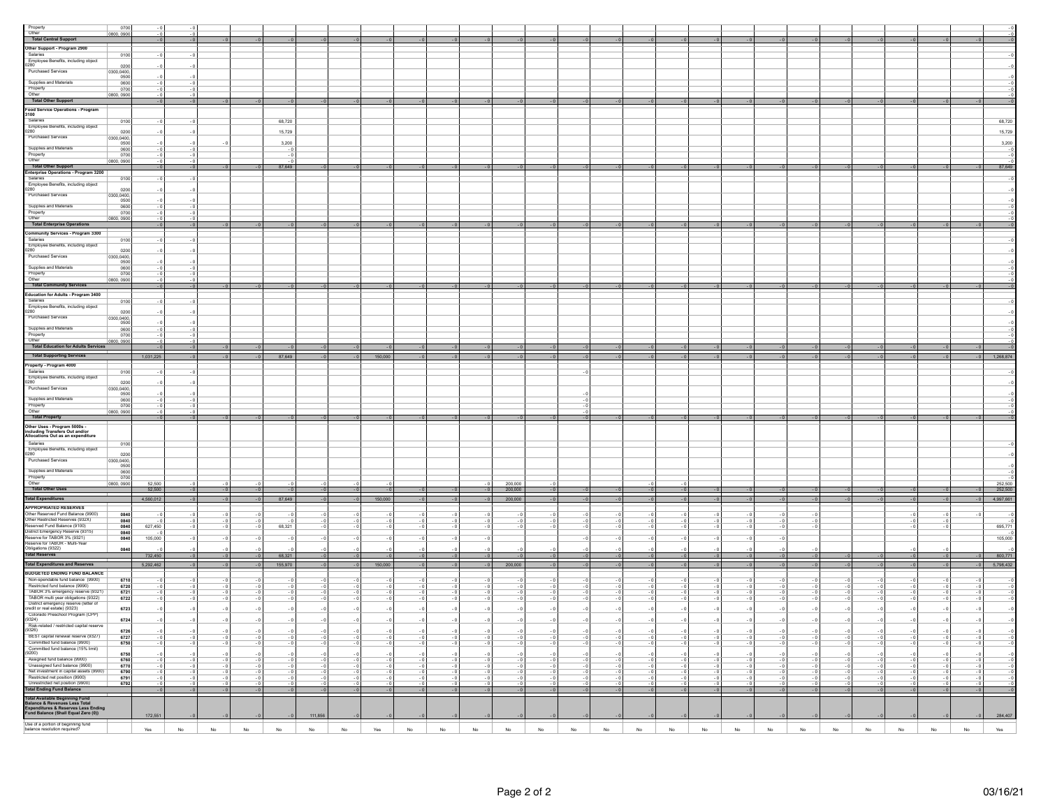| | | | | | | | | | | | | | | | | | | | | | | | | | | | | |
|---|---|---|---|---|---|---|---|---|---|---|---|---|---|---|---|---|---|---|---|---|---|---|---|---|---|---|---|---|
| Property | 0700 | - 0 | - 0 | | | | | | | | | | | | | | | | | | | | | | | | | - 0 |
| Other | 0800, 0900 | - 0 | - 0 | | | | | | | | | | | | | | | | | | | | | | | | | - 0 |
| **Total Central Support** | | - 0 | - 0 | - 0 | - 0 | - 0 | - 0 | - 0 | - 0 | - 0 | - 0 | - 0 | - 0 | - 0 | - 0 | - 0 | - 0 | - 0 | - 0 | - 0 | - 0 | - 0 | - 0 | - 0 | - 0 | - 0 | - 0 | - 0 |
| **Other Support - Program 2900** | | | | | | | | | | | | | | | | | | | | | | | | | | | | |
| Salaries | 0100 | - 0 | - 0 | | | | | | | | | | | | | | | | | | | | | | | | | - 0 |
| Employee Benefits, including object 0280 | 0200 | - 0 | - 0 | | | | | | | | | | | | | | | | | | | | | | | | | - 0 |
| Purchased Services | 0300,0400, 0500 | - 0 | - 0 | | | | | | | | | | | | | | | | | | | | | | | | | - 0 |
| Supplies and Materials | 0600 | - 0 | - 0 | | | | | | | | | | | | | | | | | | | | | | | | | - 0 |
| Property | 0700 | - 0 | - 0 | | | | | | | | | | | | | | | | | | | | | | | | | - 0 |
| Other | 0800, 0900 | - 0 | - 0 | | | | | | | | | | | | | | | | | | | | | | | | | - 0 |
| **Total Other Support** | | - 0 | - 0 | - 0 | - 0 | - 0 | - 0 | - 0 | - 0 | - 0 | - 0 | - 0 | - 0 | - 0 | - 0 | - 0 | - 0 | - 0 | - 0 | - 0 | - 0 | - 0 | - 0 | - 0 | - 0 | - 0 | - 0 | - 0 |
| **Food Service Operations - Program 3100** | | | | | | | | | | | | | | | | | | | | | | | | | | | | |
| Salaries | 0100 | - 0 | - 0 | | | 68,720 | | | | | | | | | | | | | | | | | | | | | | 68,720 |
| Employee Benefits, including object 0280 | 0200 | - 0 | - 0 | | | 15,729 | | | | | | | | | | | | | | | | | | | | | | 15,729 |
| Purchased Services | 0300,0400, 0500 | - 0 | - 0 | - 0 | | 3,200 | | | | | | | | | | | | | | | | | | | | | | 3,200 |
| Supplies and Materials | 0600 | - 0 | - 0 | | | - 0 | | | | | | | | | | | | | | | | | | | | | | - 0 |
| Property | 0700 | - 0 | - 0 | | | - 0 | | | | | | | | | | | | | | | | | | | | | | - 0 |
| Other | 0800, 0900 | - 0 | - 0 | | | - 0 | | | | | | | | | | | | | | | | | | | | | | - 0 |
| **Total Other Support** | | - 0 | - 0 | - 0 | - 0 | 87,649 | - 0 | - 0 | - 0 | - 0 | - 0 | - 0 | - 0 | - 0 | - 0 | - 0 | - 0 | - 0 | - 0 | - 0 | - 0 | - 0 | - 0 | - 0 | - 0 | - 0 | - 0 | 87,649 |
| **Enterprise Operations - Program 3200** | | | | | | | | | | | | | | | | | | | | | | | | | | | | |
| Salaries | 0100 | - 0 | - 0 | | | | | | | | | | | | | | | | | | | | | | | | | - 0 |
| Employee Benefits, including object 0280 | 0200 | - 0 | - 0 | | | | | | | | | | | | | | | | | | | | | | | | | - 0 |
| Purchased Services | 0300,0400, 0500 | - 0 | - 0 | | | | | | | | | | | | | | | | | | | | | | | | | - 0 |
| Supplies and Materials | 0600 | - 0 | - 0 | | | | | | | | | | | | | | | | | | | | | | | | | - 0 |
| Property | 0700 | - 0 | - 0 | | | | | | | | | | | | | | | | | | | | | | | | | - 0 |
| Other | 0800, 0900 | - 0 | - 0 | | | | | | | | | | | | | | | | | | | | | | | | | - 0 |
| **Total Enterprise Operations** | | - 0 | - 0 | - 0 | - 0 | - 0 | - 0 | - 0 | - 0 | - 0 | - 0 | - 0 | - 0 | - 0 | - 0 | - 0 | - 0 | - 0 | - 0 | - 0 | - 0 | - 0 | - 0 | - 0 | - 0 | - 0 | - 0 | - 0 |
| **Community Services - Program 3300** | | | | | | | | | | | | | | | | | | | | | | | | | | | | |
| Salaries | 0100 | - 0 | - 0 | | | | | | | | | | | | | | | | | | | | | | | | | - 0 |
| Employee Benefits, including object 0280 | 0200 | - 0 | - 0 | | | | | | | | | | | | | | | | | | | | | | | | | - 0 |
| Purchased Services | 0300,0400, 0500 | - 0 | - 0 | | | | | | | | | | | | | | | | | | | | | | | | | - 0 |
| Supplies and Materials | 0600 | - 0 | - 0 | | | | | | | | | | | | | | | | | | | | | | | | | - 0 |
| Property | 0700 | - 0 | - 0 | | | | | | | | | | | | | | | | | | | | | | | | | - 0 |
| Other | 0800, 0900 | - 0 | - 0 | | | | | | | | | | | | | | | | | | | | | | | | | - 0 |
| **Total Community Services** | | - 0 | - 0 | - 0 | - 0 | - 0 | - 0 | - 0 | - 0 | - 0 | - 0 | - 0 | - 0 | - 0 | - 0 | - 0 | - 0 | - 0 | - 0 | - 0 | - 0 | - 0 | - 0 | - 0 | - 0 | - 0 | - 0 | - 0 |
| **Education for Adults - Program 3400** | | | | | | | | | | | | | | | | | | | | | | | | | | | | |
| Salaries | 0100 | - 0 | - 0 | | | | | | | | | | | | | | | | | | | | | | | | | - 0 |
| Employee Benefits, including object 0280 | 0200 | - 0 | - 0 | | | | | | | | | | | | | | | | | | | | | | | | | - 0 |
| Purchased Services | 0300,0400, 0500 | - 0 | - 0 | | | | | | | | | | | | | | | | | | | | | | | | | - 0 |
| Supplies and Materials | 0600 | - 0 | - 0 | | | | | | | | | | | | | | | | | | | | | | | | | - 0 |
| Property | 0700 | - 0 | - 0 | | | | | | | | | | | | | | | | | | | | | | | | | - 0 |
| Other | 0800, 0900 | - 0 | - 0 | | | | | | | | | | | | | | | | | | | | | | | | | - 0 |
| **Total Education for Adults Services** | | - 0 | - 0 | - 0 | - 0 | - 0 | - 0 | - 0 | - 0 | - 0 | - 0 | - 0 | - 0 | - 0 | - 0 | - 0 | - 0 | - 0 | - 0 | - 0 | - 0 | - 0 | - 0 | - 0 | - 0 | - 0 | - 0 | - 0 |
| **Total Supporting Services** | | 1,031,225 | - 0 | - 0 | - 0 | 87,649 | - 0 | - 0 | 150,000 | - 0 | - 0 | - 0 | - 0 | - 0 | - 0 | - 0 | - 0 | - 0 | - 0 | - 0 | - 0 | - 0 | - 0 | - 0 | - 0 | - 0 | - 0 | 1,268,874 |
| **Property - Program 4000** | | | | | | | | | | | | | | | | | | | | | | | | | | | | |
| Salaries | 0100 | - 0 | - 0 | | | | | | | | | | | | - 0 | | | | | | | | | | | | | - 0 |
| Employee Benefits, including object 0280 | 0200 | - 0 | - 0 | | | | | | | | | | | | | | | | | | | | | | | | | - 0 |
| Purchased Services | 0300,0400, 0500 | - 0 | - 0 | | | | | | | | | | | | - 0 | | | | | | | | | | | | | - 0 |
| Supplies and Materials | 0600 | - 0 | - 0 | | | | | | | | | | | | - 0 | | | | | | | | | | | | | - 0 |
| Property | 0700 | - 0 | - 0 | | | | | | | | | | | | - 0 | | | | | | | | | | | | | - 0 |
| Other | 0800, 0900 | - 0 | - 0 | | | | | | | | | | | | - 0 | | | | | | | | | | | | | - 0 |
| **Total Property** | | - 0 | - 0 | - 0 | - 0 | - 0 | - 0 | - 0 | - 0 | - 0 | - 0 | - 0 | - 0 | - 0 | - 0 | - 0 | - 0 | - 0 | - 0 | - 0 | - 0 | - 0 | - 0 | - 0 | - 0 | - 0 | - 0 | - 0 |
| **Other Uses - Program 5000s - including Transfers Out and/or Allocations Out as an expenditure** | | | | | | | | | | | | | | | | | | | | | | | | | | | | |
| Salaries | 0100 | | | | | | | | | | | | | | | | | | | | | | | | | | | - 0 |
| Employee Benefits, including object 0280 | 0200 | | | | | | | | | | | | | | | | | | | | | | | | | | | - 0 |
| Purchased Services | 0300,0400, 0500 | | | | | | | | | | | | | | | | | | | | | | | | | | | - 0 |
| Supplies and Materials | 0600 | | | | | | | | | | | | | | | | | | | | | | | | | | | - 0 |
| Property | 0700 | | | | | | | | | | | | | | | | | | | | | | | | | | | - 0 |
| Other | 0800, 0900 | 52,500 | - 0 | - 0 | - 0 | - 0 | - 0 | - 0 | - 0 | | | - 0 | 200,000 | - 0 | | | - 0 | - 0 | | | | | | | | | | 252,500 |
| **Total Other Uses** | | 52,500 | - 0 | - 0 | - 0 | - 0 | - 0 | - 0 | - 0 | - 0 | - 0 | - 0 | 200,000 | - 0 | - 0 | - 0 | - 0 | - 0 | - 0 | - 0 | - 0 | - 0 | - 0 | - 0 | - 0 | - 0 | - 0 | 252,500 |
| **Total Expenditures** | | 4,560,012 | - 0 | - 0 | - 0 | 87,649 | - 0 | - 0 | 150,000 | - 0 | - 0 | - 0 | 200,000 | - 0 | - 0 | - 0 | - 0 | - 0 | - 0 | - 0 | - 0 | - 0 | - 0 | - 0 | - 0 | - 0 | - 0 | 4,997,661 |
| **APPROPRIATED RESERVES** | | | | | | | | | | | | | | | | | | | | | | | | | | | | |
| Other Reserved Fund Balance (9900) | 0840 | - 0 | - 0 | - 0 | - 0 | - 0 | - 0 | - 0 | - 0 | - 0 | - 0 | - 0 | - 0 | - 0 | - 0 | - 0 | - 0 | - 0 | - 0 | - 0 | - 0 | - 0 | | | - 0 | - 0 | - 0 | - 0 |
| Other Restricted Reserves (932X) | 0840 | - 0 | - 0 | - 0 | - 0 | - 0 | - 0 | - 0 | - 0 | - 0 | - 0 | - 0 | - 0 | - 0 | - 0 | - 0 | - 0 | - 0 | - 0 | - 0 | - 0 | - 0 | | | - 0 | - 0 | | - 0 |
| Reserved Fund Balance (9100) | 0840 | 627,450 | - 0 | - 0 | - 0 | 68,321 | - 0 | - 0 | - 0 | - 0 | - 0 | - 0 | - 0 | - 0 | - 0 | - 0 | - 0 | - 0 | - 0 | - 0 | - 0 | - 0 | | | - 0 | - 0 | | 695,771 |
| District Emergency Reserve (9315) | 0840 | - 0 | | | | | | | | | | | | | | | | | | | | | | | | | | - 0 |
| Reserve for TABOR 3% (9321) | 0840 | 105,000 | - 0 | - 0 | - 0 | - 0 | - 0 | - 0 | - 0 | - 0 | - 0 | - 0 | | | - 0 | - 0 | - 0 | - 0 | - 0 | - 0 | - 0 | | | | | | | 105,000 |
| Reserve for TABOR - Multi-Year Obligations (9322) | 0840 | - 0 | - 0 | - 0 | - 0 | - 0 | - 0 | - 0 | - 0 | - 0 | - 0 | - 0 | - 0 | - 0 | - 0 | - 0 | - 0 | - 0 | - 0 | - 0 | - 0 | - 0 | | | - 0 | - 0 | | - 0 |
| **Total Reserves** | | 732,450 | - 0 | - 0 | - 0 | 68,321 | - 0 | - 0 | - 0 | - 0 | - 0 | - 0 | - 0 | - 0 | - 0 | - 0 | - 0 | - 0 | - 0 | - 0 | - 0 | - 0 | - 0 | - 0 | - 0 | - 0 | - 0 | 800,771 |
| **Total Expenditures and Reserves** | | 5,292,462 | - 0 | - 0 | - 0 | 155,970 | - 0 | - 0 | 150,000 | - 0 | - 0 | - 0 | 200,000 | - 0 | - 0 | - 0 | - 0 | - 0 | - 0 | - 0 | - 0 | - 0 | - 0 | - 0 | - 0 | - 0 | - 0 | 5,798,432 |
| **BUDGETED ENDING FUND BALANCE** | | | | | | | | | | | | | | | | | | | | | | | | | | | | |
| Non-spendable fund balance (9900) | 6710 | - 0 | - 0 | - 0 | - 0 | - 0 | - 0 | - 0 | - 0 | - 0 | - 0 | - 0 | - 0 | - 0 | - 0 | - 0 | - 0 | - 0 | - 0 | - 0 | - 0 | - 0 | - 0 | - 0 | - 0 | - 0 | - 0 | - 0 |
| Restricted fund balance (9900) | 6720 | - 0 | - 0 | - 0 | - 0 | - 0 | - 0 | - 0 | - 0 | - 0 | - 0 | - 0 | - 0 | - 0 | - 0 | - 0 | - 0 | - 0 | - 0 | - 0 | - 0 | - 0 | - 0 | - 0 | - 0 | - 0 | - 0 | - 0 |
| TABOR 3% emergency reserve (9321) | 6721 | - 0 | - 0 | - 0 | - 0 | - 0 | - 0 | - 0 | - 0 | - 0 | - 0 | - 0 | - 0 | - 0 | - 0 | - 0 | - 0 | - 0 | - 0 | - 0 | - 0 | - 0 | - 0 | - 0 | - 0 | - 0 | - 0 | - 0 |
| TABOR multi year obligations (9322) | 6722 | - 0 | - 0 | - 0 | - 0 | - 0 | - 0 | - 0 | - 0 | - 0 | - 0 | - 0 | - 0 | - 0 | - 0 | - 0 | - 0 | - 0 | - 0 | - 0 | - 0 | - 0 | - 0 | - 0 | - 0 | - 0 | - 0 | - 0 |
| District emergency reserve (letter of credit or real estate) (9323) | 6723 | - 0 | - 0 | - 0 | - 0 | - 0 | - 0 | - 0 | - 0 | - 0 | - 0 | - 0 | - 0 | - 0 | - 0 | - 0 | - 0 | - 0 | - 0 | - 0 | - 0 | - 0 | - 0 | - 0 | - 0 | - 0 | - 0 | - 0 |
| Colorado Preschool Program (CPP) (9324) | 6724 | - 0 | - 0 | - 0 | - 0 | - 0 | - 0 | - 0 | - 0 | - 0 | - 0 | - 0 | - 0 | - 0 | - 0 | - 0 | - 0 | - 0 | - 0 | - 0 | - 0 | - 0 | - 0 | - 0 | - 0 | - 0 | - 0 | - 0 |
| Risk-related / restricted capital reserve (9326) | 6726 | - 0 | - 0 | - 0 | - 0 | - 0 | - 0 | - 0 | - 0 | - 0 | - 0 | - 0 | - 0 | - 0 | - 0 | - 0 | - 0 | - 0 | - 0 | - 0 | - 0 | - 0 | - 0 | - 0 | - 0 | - 0 | - 0 | - 0 |
| BEST capital renewal reserve (9327) | 6727 | - 0 | - 0 | - 0 | - 0 | - 0 | - 0 | - 0 | - 0 | - 0 | - 0 | - 0 | - 0 | - 0 | - 0 | - 0 | - 0 | - 0 | - 0 | - 0 | - 0 | - 0 | - 0 | - 0 | - 0 | - 0 | - 0 | - 0 |
| Committed fund balance (9900) | 6750 | - 0 | - 0 | - 0 | - 0 | - 0 | - 0 | - 0 | - 0 | - 0 | - 0 | - 0 | - 0 | - 0 | - 0 | - 0 | - 0 | - 0 | - 0 | - 0 | - 0 | - 0 | - 0 | - 0 | - 0 | - 0 | - 0 | - 0 |
| Committed fund balance (15% limit) (9200) | 6750 | - 0 | - 0 | - 0 | - 0 | - 0 | - 0 | - 0 | - 0 | - 0 | - 0 | - 0 | - 0 | - 0 | - 0 | - 0 | - 0 | - 0 | - 0 | - 0 | - 0 | - 0 | - 0 | - 0 | - 0 | - 0 | - 0 | - 0 |
| Assigned fund balance (9900) | 6760 | - 0 | - 0 | - 0 | - 0 | - 0 | - 0 | - 0 | - 0 | - 0 | - 0 | - 0 | - 0 | - 0 | - 0 | - 0 | - 0 | - 0 | - 0 | - 0 | - 0 | - 0 | - 0 | - 0 | - 0 | - 0 | - 0 | - 0 |
| Unassigned fund balance (9900) | 6770 | - 0 | - 0 | - 0 | - 0 | - 0 | - 0 | - 0 | - 0 | - 0 | - 0 | - 0 | - 0 | - 0 | - 0 | - 0 | - 0 | - 0 | - 0 | - 0 | - 0 | - 0 | - 0 | - 0 | - 0 | - 0 | - 0 | - 0 |
| Net investment in capital assets (9900) | 6790 | - 0 | - 0 | - 0 | - 0 | - 0 | - 0 | - 0 | - 0 | - 0 | - 0 | - 0 | - 0 | - 0 | - 0 | - 0 | - 0 | - 0 | - 0 | - 0 | - 0 | - 0 | - 0 | - 0 | - 0 | - 0 | - 0 | - 0 |
| Restricted net position (9900) | 6791 | - 0 | - 0 | - 0 | - 0 | - 0 | - 0 | - 0 | - 0 | - 0 | - 0 | - 0 | - 0 | - 0 | - 0 | - 0 | - 0 | - 0 | - 0 | - 0 | - 0 | - 0 | - 0 | - 0 | - 0 | - 0 | - 0 | - 0 |
| Unrestricted net position (9900) | 6792 | - 0 | - 0 | - 0 | - 0 | - 0 | - 0 | - 0 | - 0 | - 0 | - 0 | - 0 | - 0 | - 0 | - 0 | - 0 | - 0 | - 0 | - 0 | - 0 | - 0 | - 0 | - 0 | - 0 | - 0 | - 0 | - 0 | - 0 |
| **Total Ending Fund Balance** | | - 0 | - 0 | - 0 | - 0 | - 0 | - 0 | - 0 | - 0 | - 0 | - 0 | - 0 | - 0 | - 0 | - 0 | - 0 | - 0 | - 0 | - 0 | - 0 | - 0 | - 0 | - 0 | - 0 | - 0 | - 0 | - 0 | - 0 |
| **Total Available Beginning Fund Balance & Revenues Less Total Expenditures & Reserves Less Ending Fund Balance (Shall Equal Zero (0))** | | 172,551 | - 0 | - 0 | - 0 | - 0 | 111,856 | - 0 | - 0 | - 0 | - 0 | - 0 | - 0 | - 0 | - 0 | - 0 | - 0 | - 0 | - 0 | - 0 | - 0 | - 0 | - 0 | - 0 | - 0 | - 0 | - 0 | 284,407 |
| Use of a portion of beginning fund balance resolution required? | | Yes | No | No | No | No | No | No | Yes | No | No | No | No | No | No | No | No | No | No | No | No | No | No | No | No | No | No | Yes |

03/16/21